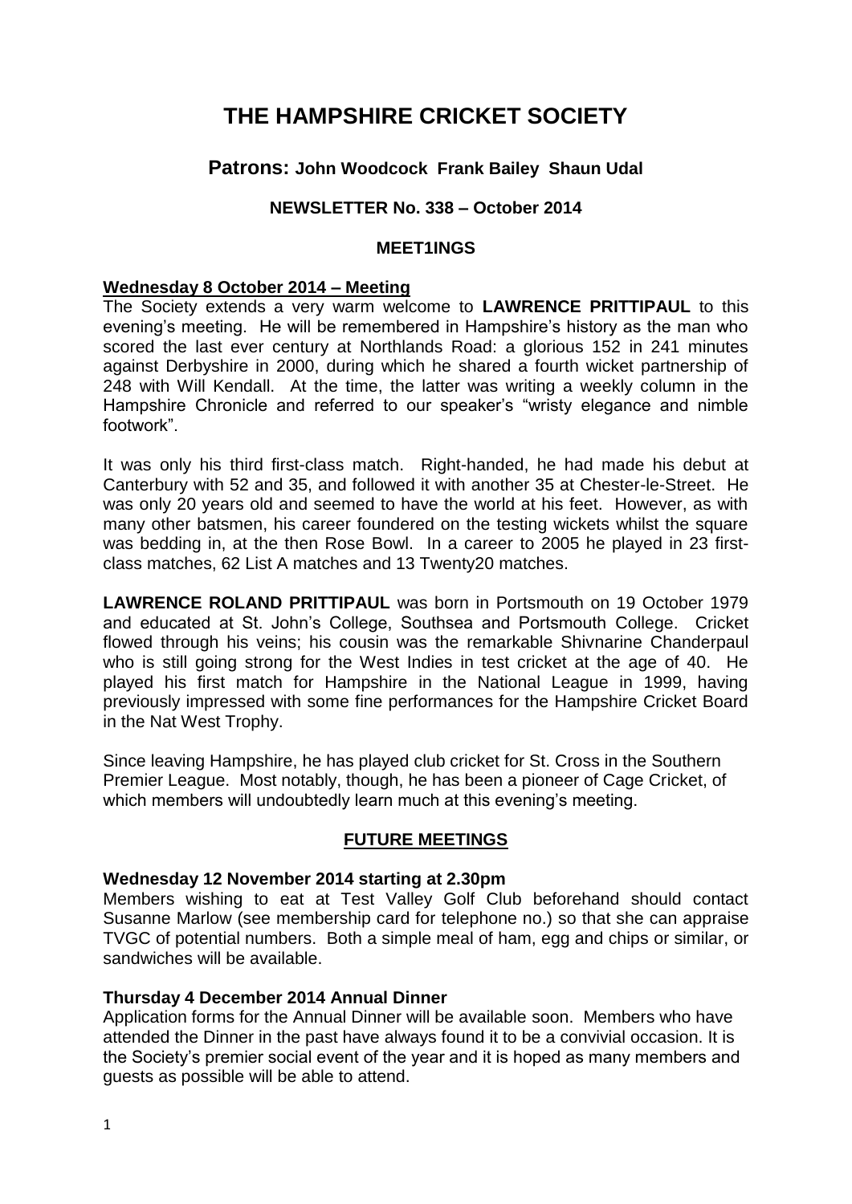# THE HAMPSHIRE CRICKET SOCIETY

## Patrons: John Woodcock Frank Bailey Shaun Udal

### NEWSLETTER No. 338 – October 2014

### MEET1INGS

**Wednesday 8 October 2014 – Meeting**

The Society extends a very warm welcome to **LAWRENCE PRITTIPAUL** to this evening's meeting. He will be remembered in Hampshire's history as the man who scored the last ever century at Northlands Road: a glorious 152 in 241 minutes against Derbyshire in 2000, during which he shared a fourth wicket partnership of 248 with Will Kendall. At the time, the latter was writing a weekly column in the Hampshire Chronicle and referred to our speaker's "wristy elegance and nimble footwork".

It was only his third first-class match. Right-handed, he had made his debut at Canterbury with 52 and 35, and followed it with another 35 at Chester-le-Street. He was only 20 years old and seemed to have the world at his feet. However, as with many other batsmen, his career foundered on the testing wickets whilst the square was bedding in, at the then Rose Bowl. In a career to 2005 he played in 23 first-class matches, 62 List A matches and 13 Twenty20 matches.

**LAWRENCE ROLAND PRITTIPAUL** was born in Portsmouth on 19 October 1979 and educated at St. John's College, Southsea and Portsmouth College. Cricket flowed through his veins; his cousin was the remarkable Shivnarine Chanderpaul who is still going strong for the West Indies in test cricket at the age of 40. He played his first match for Hampshire in the National League in 1999, having previously impressed with some fine performances for the Hampshire Cricket Board in the Nat West Trophy.

Since leaving Hampshire, he has played club cricket for St. Cross in the Southern Premier League. Most notably, though, he has been a pioneer of Cage Cricket, of which members will undoubtedly learn much at this evening's meeting.

### FUTURE MEETINGS

**Wednesday 12 November 2014 starting at 2.30pm**

Members wishing to eat at Test Valley Golf Club beforehand should contact Susanne Marlow (see membership card for telephone no.) so that she can appraise TVGC of potential numbers. Both a simple meal of ham, egg and chips or similar, or sandwiches will be available.

**Thursday 4 December 2014 Annual Dinner**

Application forms for the Annual Dinner will be available soon. Members who have attended the Dinner in the past have always found it to be a convivial occasion. It is the Society's premier social event of the year and it is hoped as many members and guests as possible will be able to attend.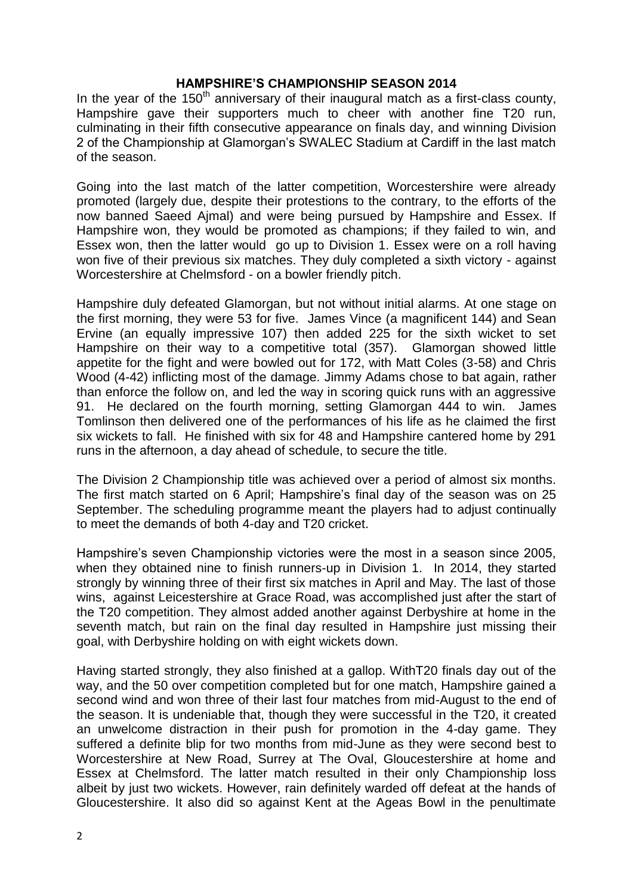# HAMPSHIRE'S CHAMPIONSHIP SEASON 2014

In the year of the 150th anniversary of their inaugural match as a first-class county, Hampshire gave their supporters much to cheer with another fine T20 run, culminating in their fifth consecutive appearance on finals day, and winning Division 2 of the Championship at Glamorgan's SWALEC Stadium at Cardiff in the last match of the season.

Going into the last match of the latter competition, Worcestershire were already promoted (largely due, despite their protestations to the contrary, to the efforts of the now banned Saeed Ajmal) and were being pursued by Hampshire and Essex. If Hampshire won, they would be promoted as champions; if they failed to win, and Essex won, then the latter would go up to Division 1. Essex were on a roll having won five of their previous six matches. They duly completed a sixth victory - against Worcestershire at Chelmsford - on a bowler friendly pitch.

Hampshire duly defeated Glamorgan, but not without initial alarms. At one stage on the first morning, they were 53 for five. James Vince (a magnificent 144) and Sean Ervine (an equally impressive 107) then added 225 for the sixth wicket to set Hampshire on their way to a competitive total (357). Glamorgan showed little appetite for the fight and were bowled out for 172, with Matt Coles (3-58) and Chris Wood (4-42) inflicting most of the damage. Jimmy Adams chose to bat again, rather than enforce the follow on, and led the way in scoring quick runs with an aggressive 91. He declared on the fourth morning, setting Glamorgan 444 to win. James Tomlinson then delivered one of the performances of his life as he claimed the first six wickets to fall. He finished with six for 48 and Hampshire cantered home by 291 runs in the afternoon, a day ahead of schedule, to secure the title.

The Division 2 Championship title was achieved over a period of almost six months. The first match started on 6 April; Hampshire's final day of the season was on 25 September. The scheduling programme meant the players had to adjust continually to meet the demands of both 4-day and T20 cricket.

Hampshire's seven Championship victories were the most in a season since 2005, when they obtained nine to finish runners-up in Division 1. In 2014, they started strongly by winning three of their first six matches in April and May. The last of those wins, against Leicestershire at Grace Road, was accomplished just after the start of the T20 competition. They almost added another against Derbyshire at home in the seventh match, but rain on the final day resulted in Hampshire just missing their goal, with Derbyshire holding on with eight wickets down.

Having started strongly, they also finished at a gallop. WithT20 finals day out of the way, and the 50 over competition completed but for one match, Hampshire gained a second wind and won three of their last four matches from mid-August to the end of the season. It is undeniable that, though they were successful in the T20, it created an unwelcome distraction in their push for promotion in the 4-day game. They suffered a definite blip for two months from mid-June as they were second best to Worcestershire at New Road, Surrey at The Oval, Gloucestershire at home and Essex at Chelmsford. The latter match resulted in their only Championship loss albeit by just two wickets. However, rain definitely warded off defeat at the hands of Gloucestershire. It also did so against Kent at the Ageas Bowl in the penultimate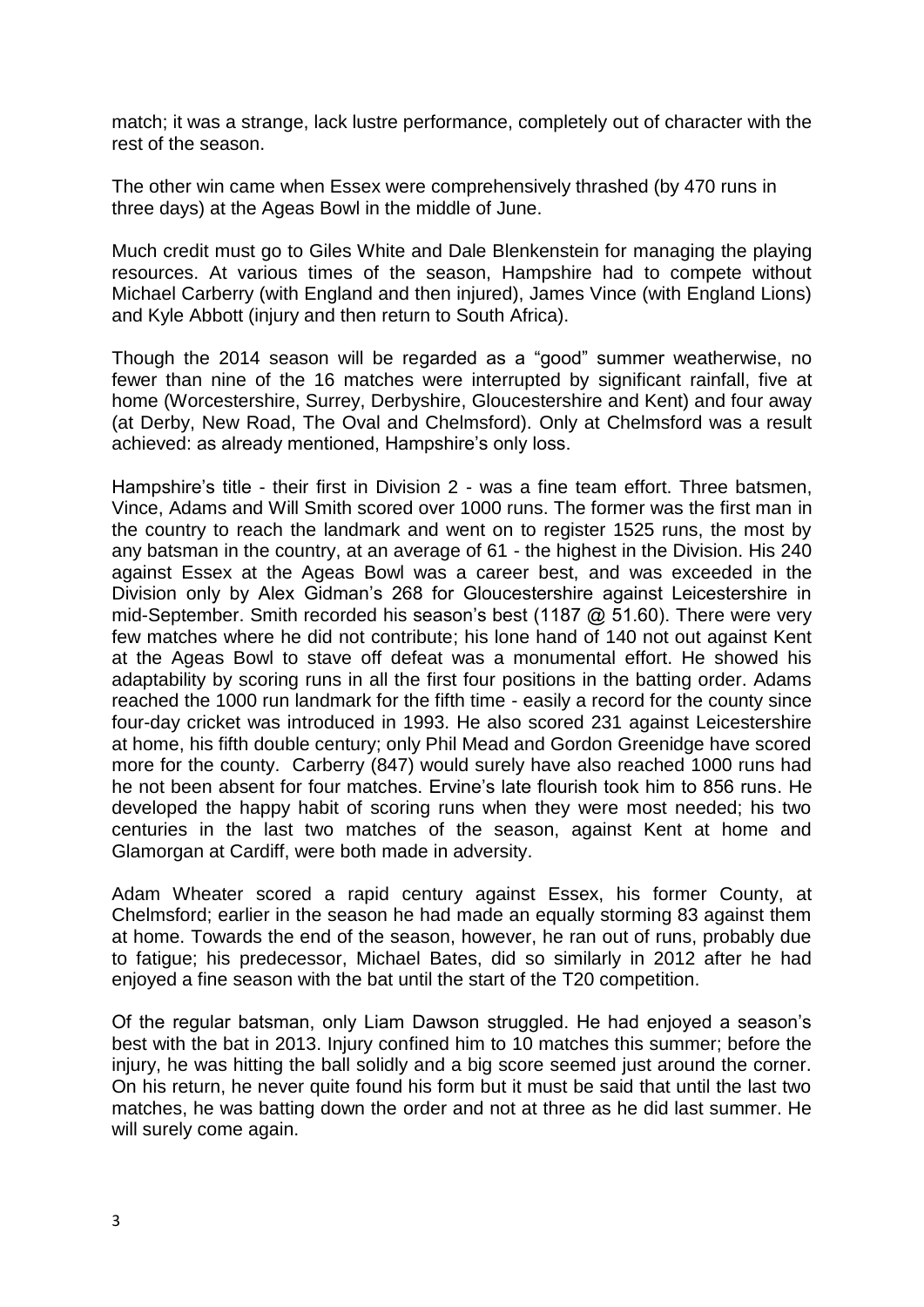match; it was a strange, lack lustre performance, completely out of character with the rest of the season.

The other win came when Essex were comprehensively thrashed (by 470 runs in three days) at the Ageas Bowl in the middle of June.

Much credit must go to Giles White and Dale Blenkenstein for managing the playing resources. At various times of the season, Hampshire had to compete without Michael Carberry (with England and then injured), James Vince (with England Lions) and Kyle Abbott (injury and then return to South Africa).

Though the 2014 season will be regarded as a "good" summer weatherwise, no fewer than nine of the 16 matches were interrupted by significant rainfall, five at home (Worcestershire, Surrey, Derbyshire, Gloucestershire and Kent) and four away (at Derby, New Road, The Oval and Chelmsford). Only at Chelmsford was a result achieved: as already mentioned, Hampshire's only loss.

Hampshire's title - their first in Division 2 - was a fine team effort. Three batsmen, Vince, Adams and Will Smith scored over 1000 runs. The former was the first man in the country to reach the landmark and went on to register 1525 runs, the most by any batsman in the country, at an average of 61 - the highest in the Division. His 240 against Essex at the Ageas Bowl was a career best, and was exceeded in the Division only by Alex Gidman's 268 for Gloucestershire against Leicestershire in mid-September. Smith recorded his season's best (1187 @ 51.60). There were very few matches where he did not contribute; his lone hand of 140 not out against Kent at the Ageas Bowl to stave off defeat was a monumental effort. He showed his adaptability by scoring runs in all the first four positions in the batting order. Adams reached the 1000 run landmark for the fifth time - easily a record for the county since four-day cricket was introduced in 1993. He also scored 231 against Leicestershire at home, his fifth double century; only Phil Mead and Gordon Greenidge have scored more for the county. Carberry (847) would surely have also reached 1000 runs had he not been absent for four matches. Ervine's late flourish took him to 856 runs. He developed the happy habit of scoring runs when they were most needed; his two centuries in the last two matches of the season, against Kent at home and Glamorgan at Cardiff, were both made in adversity.

Adam Wheater scored a rapid century against Essex, his former County, at Chelmsford; earlier in the season he had made an equally storming 83 against them at home. Towards the end of the season, however, he ran out of runs, probably due to fatigue; his predecessor, Michael Bates, did so similarly in 2012 after he had enjoyed a fine season with the bat until the start of the T20 competition.

Of the regular batsman, only Liam Dawson struggled. He had enjoyed a season's best with the bat in 2013. Injury confined him to 10 matches this summer; before the injury, he was hitting the ball solidly and a big score seemed just around the corner. On his return, he never quite found his form but it must be said that until the last two matches, he was batting down the order and not at three as he did last summer. He will surely come again.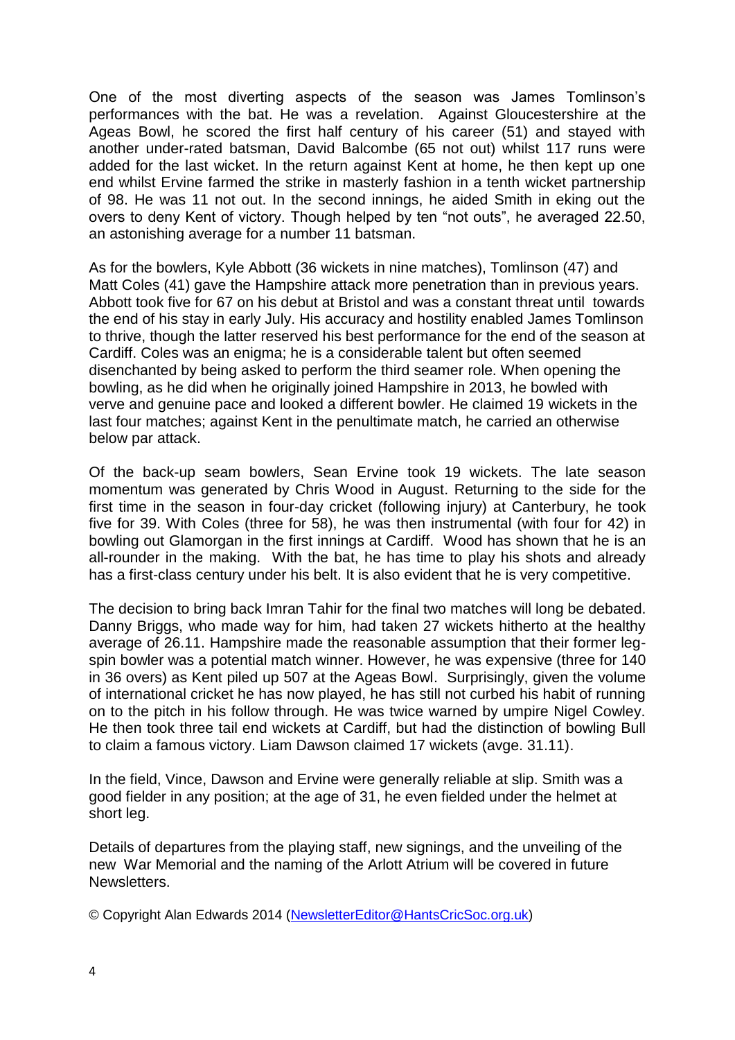One of the most diverting aspects of the season was James Tomlinson's performances with the bat. He was a revelation. Against Gloucestershire at the Ageas Bowl, he scored the first half century of his career (51) and stayed with another under-rated batsman, David Balcombe (65 not out) whilst 117 runs were added for the last wicket. In the return against Kent at home, he then kept up one end whilst Ervine farmed the strike in masterly fashion in a tenth wicket partnership of 98. He was 11 not out. In the second innings, he aided Smith in eking out the overs to deny Kent of victory. Though helped by ten "not outs", he averaged 22.50, an astonishing average for a number 11 batsman.

As for the bowlers, Kyle Abbott (36 wickets in nine matches), Tomlinson (47) and Matt Coles (41) gave the Hampshire attack more penetration than in previous years. Abbott took five for 67 on his debut at Bristol and was a constant threat until towards the end of his stay in early July. His accuracy and hostility enabled James Tomlinson to thrive, though the latter reserved his best performance for the end of the season at Cardiff. Coles was an enigma; he is a considerable talent but often seemed disenchanted by being asked to perform the third seamer role. When opening the bowling, as he did when he originally joined Hampshire in 2013, he bowled with verve and genuine pace and looked a different bowler. He claimed 19 wickets in the last four matches; against Kent in the penultimate match, he carried an otherwise below par attack.

Of the back-up seam bowlers, Sean Ervine took 19 wickets. The late season momentum was generated by Chris Wood in August. Returning to the side for the first time in the season in four-day cricket (following injury) at Canterbury, he took five for 39. With Coles (three for 58), he was then instrumental (with four for 42) in bowling out Glamorgan in the first innings at Cardiff. Wood has shown that he is an all-rounder in the making. With the bat, he has time to play his shots and already has a first-class century under his belt. It is also evident that he is very competitive.

The decision to bring back Imran Tahir for the final two matches will long be debated. Danny Briggs, who made way for him, had taken 27 wickets hitherto at the healthy average of 26.11. Hampshire made the reasonable assumption that their former leg-spin bowler was a potential match winner. However, he was expensive (three for 140 in 36 overs) as Kent piled up 507 at the Ageas Bowl. Surprisingly, given the volume of international cricket he has now played, he has still not curbed his habit of running on to the pitch in his follow through. He was twice warned by umpire Nigel Cowley. He then took three tail end wickets at Cardiff, but had the distinction of bowling Bull to claim a famous victory. Liam Dawson claimed 17 wickets (avge. 31.11).

In the field, Vince, Dawson and Ervine were generally reliable at slip. Smith was a good fielder in any position; at the age of 31, he even fielded under the helmet at short leg.

Details of departures from the playing staff, new signings, and the unveiling of the new War Memorial and the naming of the Arlott Atrium will be covered in future Newsletters.

© Copyright Alan Edwards 2014 (NewsletterEditor@HantsCricSoc.org.uk)